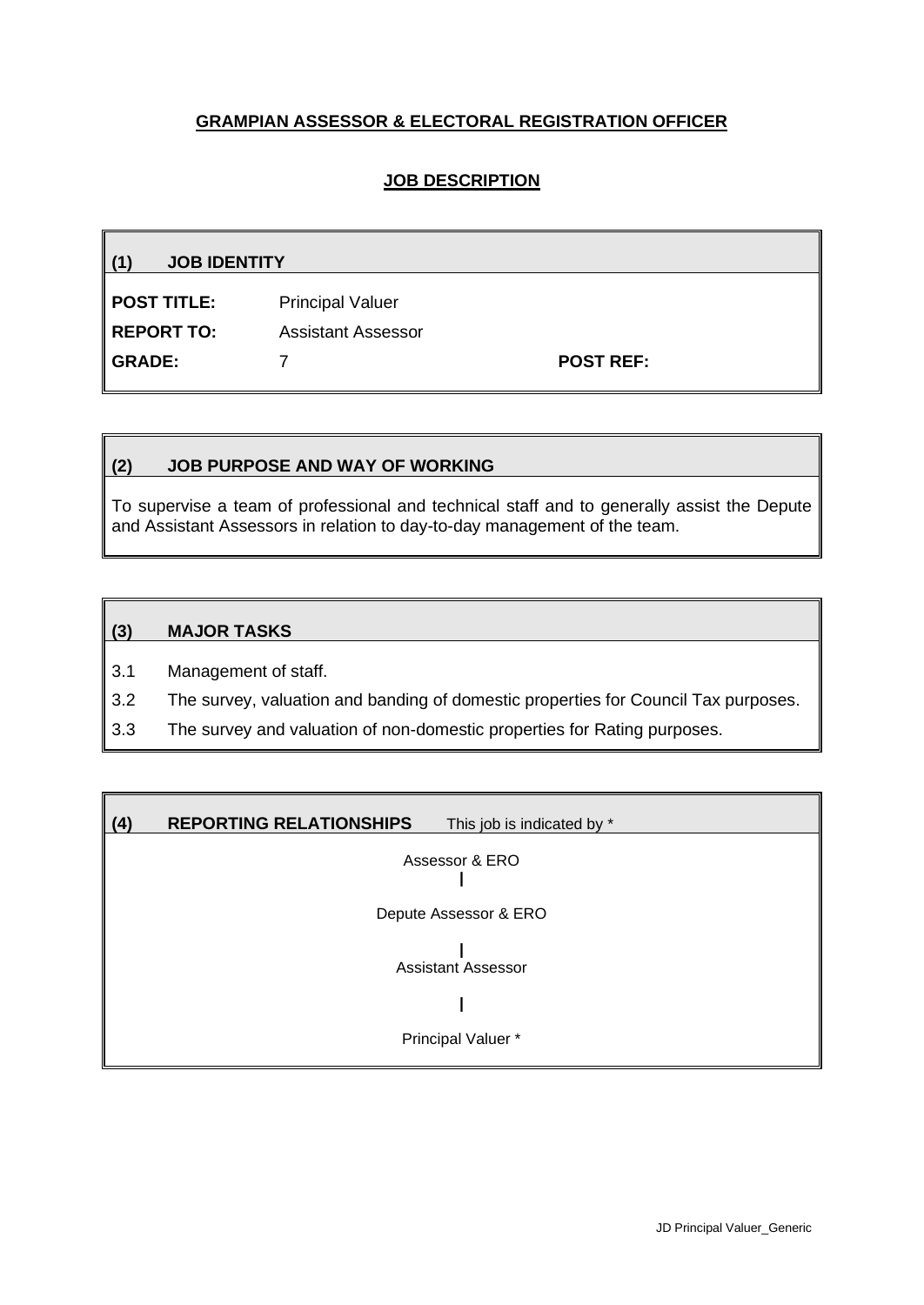**GRAMPIAN ASSESSOR & ELECTORAL REGISTRATION OFFICER**

**JOB DESCRIPTION**

## (1) JOB IDENTITY

| | | | |
|---|---|---|---|
| **POST TITLE:** | Principal Valuer | | |
| **REPORT TO:** | Assistant Assessor | | |
| **GRADE:** | 7 | **POST REF:** | |

## (2) JOB PURPOSE AND WAY OF WORKING

To supervise a team of professional and technical staff and to generally assist the Depute and Assistant Assessors in relation to day-to-day management of the team.

## (3) MAJOR TASKS

3.1 Management of staff.

3.2 The survey, valuation and banding of domestic properties for Council Tax purposes.

3.3 The survey and valuation of non-domestic properties for Rating purposes.

## (4) REPORTING RELATIONSHIPS This job is indicated by *

Assessor & ERO

|

Depute Assessor & ERO

|

Assistant Assessor

|

Principal Valuer *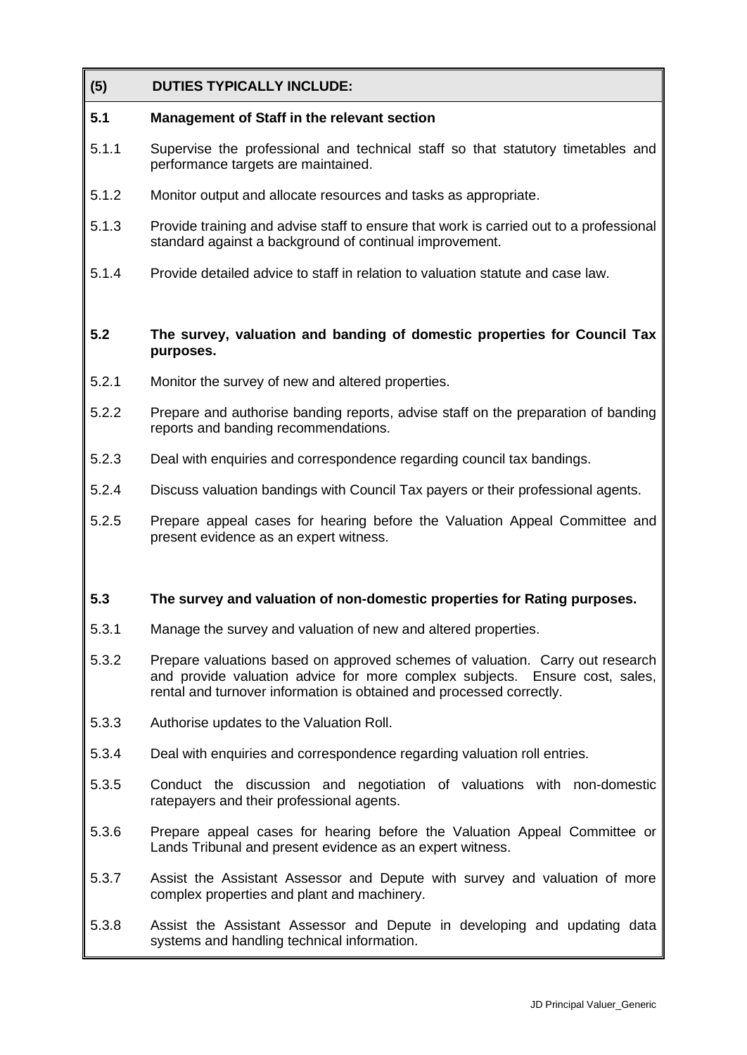## (5) DUTIES TYPICALLY INCLUDE:

### 5.1 Management of Staff in the relevant section

5.1.1 Supervise the professional and technical staff so that statutory timetables and performance targets are maintained.

5.1.2 Monitor output and allocate resources and tasks as appropriate.

5.1.3 Provide training and advise staff to ensure that work is carried out to a professional standard against a background of continual improvement.

5.1.4 Provide detailed advice to staff in relation to valuation statute and case law.

### 5.2 The survey, valuation and banding of domestic properties for Council Tax purposes.

5.2.1 Monitor the survey of new and altered properties.

5.2.2 Prepare and authorise banding reports, advise staff on the preparation of banding reports and banding recommendations.

5.2.3 Deal with enquiries and correspondence regarding council tax bandings.

5.2.4 Discuss valuation bandings with Council Tax payers or their professional agents.

5.2.5 Prepare appeal cases for hearing before the Valuation Appeal Committee and present evidence as an expert witness.

### 5.3 The survey and valuation of non-domestic properties for Rating purposes.

5.3.1 Manage the survey and valuation of new and altered properties.

5.3.2 Prepare valuations based on approved schemes of valuation. Carry out research and provide valuation advice for more complex subjects. Ensure cost, sales, rental and turnover information is obtained and processed correctly.

5.3.3 Authorise updates to the Valuation Roll.

5.3.4 Deal with enquiries and correspondence regarding valuation roll entries.

5.3.5 Conduct the discussion and negotiation of valuations with non-domestic ratepayers and their professional agents.

5.3.6 Prepare appeal cases for hearing before the Valuation Appeal Committee or Lands Tribunal and present evidence as an expert witness.

5.3.7 Assist the Assistant Assessor and Depute with survey and valuation of more complex properties and plant and machinery.

5.3.8 Assist the Assistant Assessor and Depute in developing and updating data systems and handling technical information.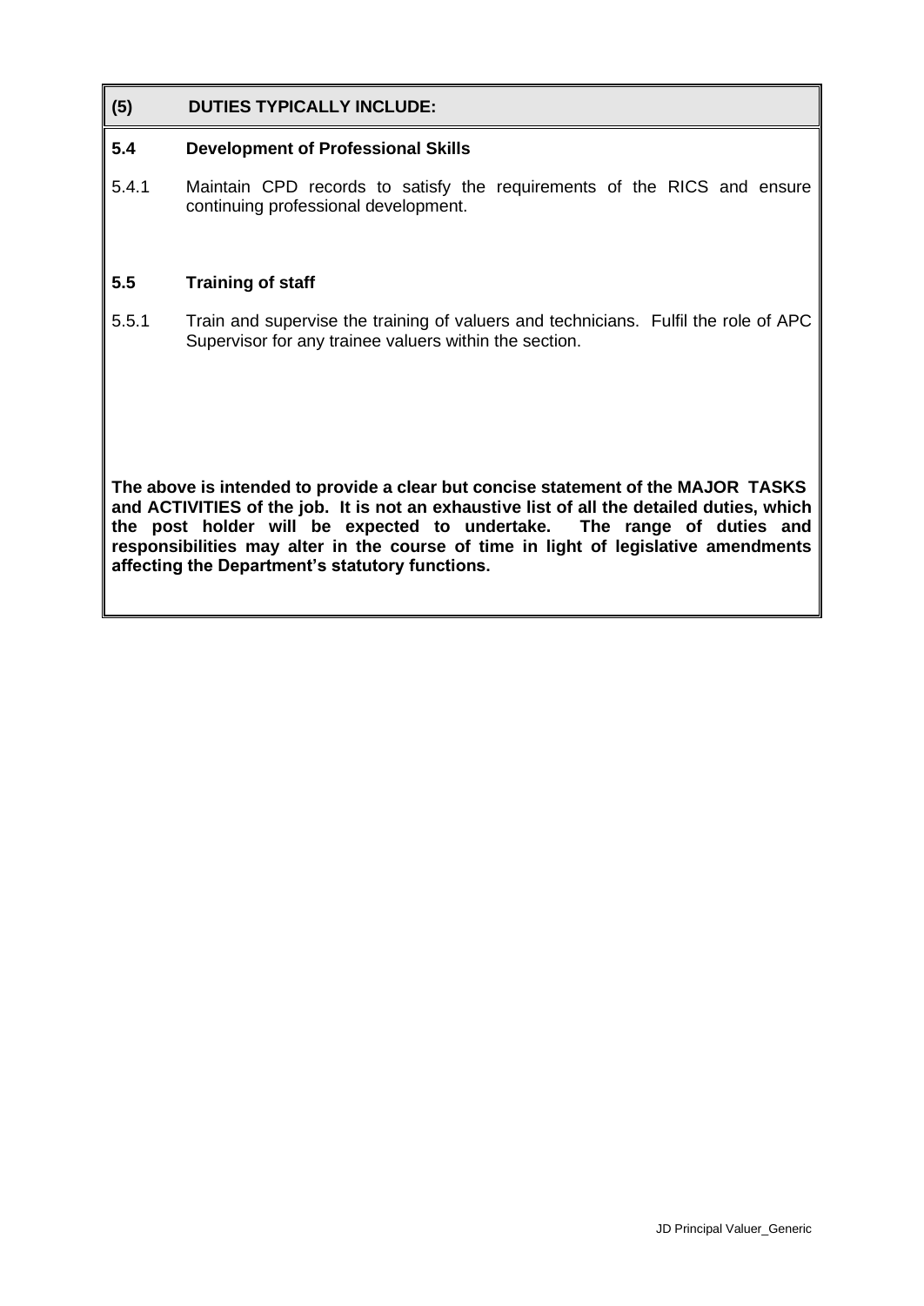## (5) DUTIES TYPICALLY INCLUDE:

### 5.4 Development of Professional Skills

5.4.1 Maintain CPD records to satisfy the requirements of the RICS and ensure continuing professional development.

### 5.5 Training of staff

5.5.1 Train and supervise the training of valuers and technicians. Fulfil the role of APC Supervisor for any trainee valuers within the section.

**The above is intended to provide a clear but concise statement of the MAJOR TASKS and ACTIVITIES of the job. It is not an exhaustive list of all the detailed duties, which the post holder will be expected to undertake. The range of duties and responsibilities may alter in the course of time in light of legislative amendments affecting the Department's statutory functions.**